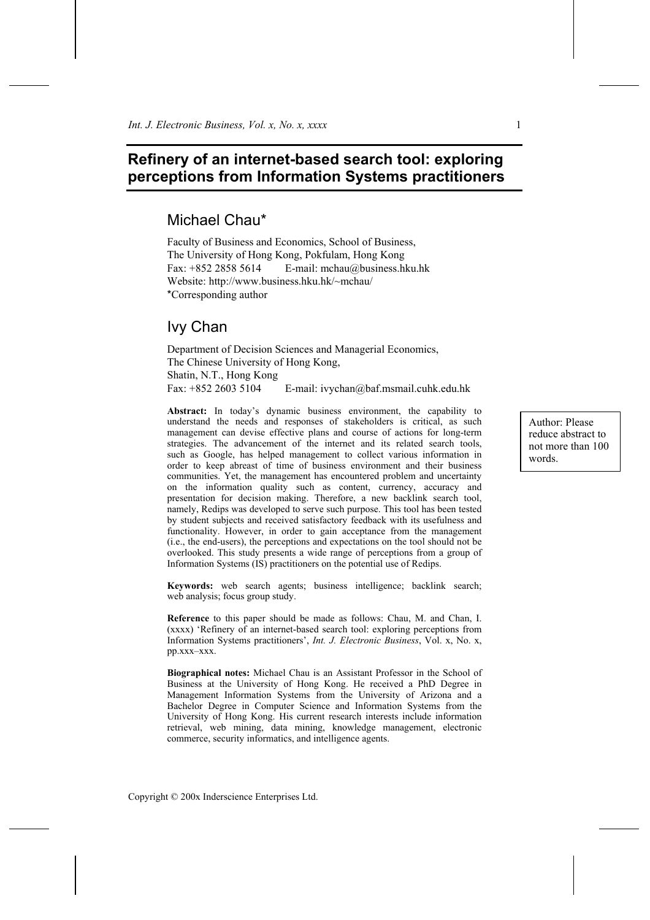# Refinery of an internet-based search tool: exploring perceptions from Information Systems practitioners

## Michael Chau*

Faculty of Business and Economics, School of Business,
The University of Hong Kong, Pokfulam, Hong Kong
Fax: +852 2858 5614 E-mail: mchau@business.hku.hk
Website: http://www.business.hku.hk/~mchau/
*Corresponding author

## Ivy Chan

Department of Decision Sciences and Managerial Economics,
The Chinese University of Hong Kong,
Shatin, N.T., Hong Kong
Fax: +852 2603 5104 E-mail: ivychan@baf.msmail.cuhk.edu.hk

**Abstract:** In today's dynamic business environment, the capability to understand the needs and responses of stakeholders is critical, as such management can devise effective plans and course of actions for long-term strategies. The advancement of the internet and its related search tools, such as Google, has helped management to collect various information in order to keep abreast of time of business environment and their business communities. Yet, the management has encountered problem and uncertainty on the information quality such as content, currency, accuracy and presentation for decision making. Therefore, a new backlink search tool, namely, Redips was developed to serve such purpose. This tool has been tested by student subjects and received satisfactory feedback with its usefulness and functionality. However, in order to gain acceptance from the management (i.e., the end-users), the perceptions and expectations on the tool should not be overlooked. This study presents a wide range of perceptions from a group of Information Systems (IS) practitioners on the potential use of Redips.

Author: Please reduce abstract to not more than 100 words.

**Keywords:** web search agents; business intelligence; backlink search; web analysis; focus group study.

**Reference** to this paper should be made as follows: Chau, M. and Chan, I. (xxxx) 'Refinery of an internet-based search tool: exploring perceptions from Information Systems practitioners', *Int. J. Electronic Business*, Vol. x, No. x, pp.xxx–xxx.

**Biographical notes:** Michael Chau is an Assistant Professor in the School of Business at the University of Hong Kong. He received a PhD Degree in Management Information Systems from the University of Arizona and a Bachelor Degree in Computer Science and Information Systems from the University of Hong Kong. His current research interests include information retrieval, web mining, data mining, knowledge management, electronic commerce, security informatics, and intelligence agents.

Copyright © 200x Inderscience Enterprises Ltd.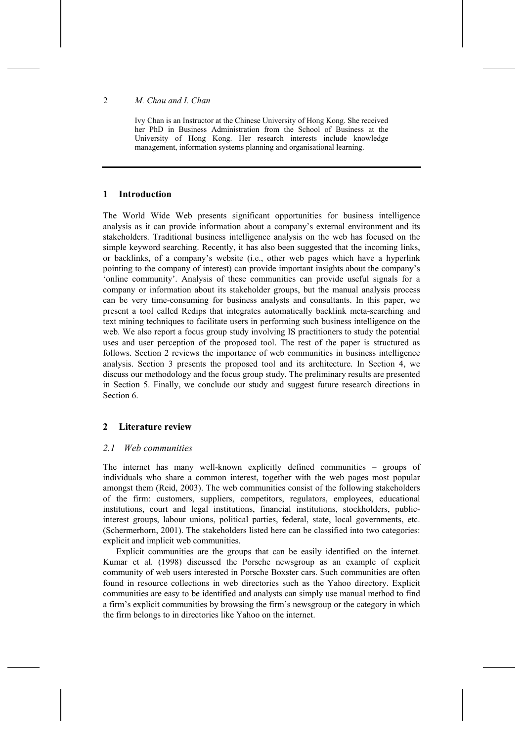Ivy Chan is an Instructor at the Chinese University of Hong Kong. She received her PhD in Business Administration from the School of Business at the University of Hong Kong. Her research interests include knowledge management, information systems planning and organisational learning.

## 1 Introduction

The World Wide Web presents significant opportunities for business intelligence analysis as it can provide information about a company's external environment and its stakeholders. Traditional business intelligence analysis on the web has focused on the simple keyword searching. Recently, it has also been suggested that the incoming links, or backlinks, of a company's website (i.e., other web pages which have a hyperlink pointing to the company of interest) can provide important insights about the company's 'online community'. Analysis of these communities can provide useful signals for a company or information about its stakeholder groups, but the manual analysis process can be very time-consuming for business analysts and consultants. In this paper, we present a tool called Redips that integrates automatically backlink meta-searching and text mining techniques to facilitate users in performing such business intelligence on the web. We also report a focus group study involving IS practitioners to study the potential uses and user perception of the proposed tool. The rest of the paper is structured as follows. Section 2 reviews the importance of web communities in business intelligence analysis. Section 3 presents the proposed tool and its architecture. In Section 4, we discuss our methodology and the focus group study. The preliminary results are presented in Section 5. Finally, we conclude our study and suggest future research directions in Section 6.

## 2 Literature review

### 2.1 Web communities

The internet has many well-known explicitly defined communities – groups of individuals who share a common interest, together with the web pages most popular amongst them (Reid, 2003). The web communities consist of the following stakeholders of the firm: customers, suppliers, competitors, regulators, employees, educational institutions, court and legal institutions, financial institutions, stockholders, public-interest groups, labour unions, political parties, federal, state, local governments, etc. (Schermerhorn, 2001). The stakeholders listed here can be classified into two categories: explicit and implicit web communities.

Explicit communities are the groups that can be easily identified on the internet. Kumar et al. (1998) discussed the Porsche newsgroup as an example of explicit community of web users interested in Porsche Boxster cars. Such communities are often found in resource collections in web directories such as the Yahoo directory. Explicit communities are easy to be identified and analysts can simply use manual method to find a firm's explicit communities by browsing the firm's newsgroup or the category in which the firm belongs to in directories like Yahoo on the internet.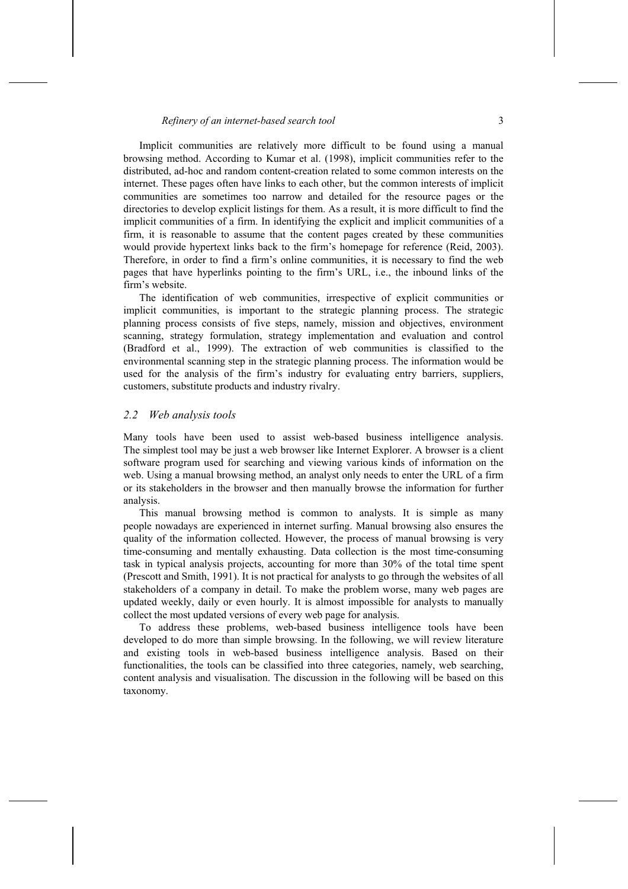Implicit communities are relatively more difficult to be found using a manual browsing method. According to Kumar et al. (1998), implicit communities refer to the distributed, ad-hoc and random content-creation related to some common interests on the internet. These pages often have links to each other, but the common interests of implicit communities are sometimes too narrow and detailed for the resource pages or the directories to develop explicit listings for them. As a result, it is more difficult to find the implicit communities of a firm. In identifying the explicit and implicit communities of a firm, it is reasonable to assume that the content pages created by these communities would provide hypertext links back to the firm's homepage for reference (Reid, 2003). Therefore, in order to find a firm's online communities, it is necessary to find the web pages that have hyperlinks pointing to the firm's URL, i.e., the inbound links of the firm's website.

The identification of web communities, irrespective of explicit communities or implicit communities, is important to the strategic planning process. The strategic planning process consists of five steps, namely, mission and objectives, environment scanning, strategy formulation, strategy implementation and evaluation and control (Bradford et al., 1999). The extraction of web communities is classified to the environmental scanning step in the strategic planning process. The information would be used for the analysis of the firm's industry for evaluating entry barriers, suppliers, customers, substitute products and industry rivalry.

### *2.2 Web analysis tools*

Many tools have been used to assist web-based business intelligence analysis. The simplest tool may be just a web browser like Internet Explorer. A browser is a client software program used for searching and viewing various kinds of information on the web. Using a manual browsing method, an analyst only needs to enter the URL of a firm or its stakeholders in the browser and then manually browse the information for further analysis.

This manual browsing method is common to analysts. It is simple as many people nowadays are experienced in internet surfing. Manual browsing also ensures the quality of the information collected. However, the process of manual browsing is very time-consuming and mentally exhausting. Data collection is the most time-consuming task in typical analysis projects, accounting for more than 30% of the total time spent (Prescott and Smith, 1991). It is not practical for analysts to go through the websites of all stakeholders of a company in detail. To make the problem worse, many web pages are updated weekly, daily or even hourly. It is almost impossible for analysts to manually collect the most updated versions of every web page for analysis.

To address these problems, web-based business intelligence tools have been developed to do more than simple browsing. In the following, we will review literature and existing tools in web-based business intelligence analysis. Based on their functionalities, the tools can be classified into three categories, namely, web searching, content analysis and visualisation. The discussion in the following will be based on this taxonomy.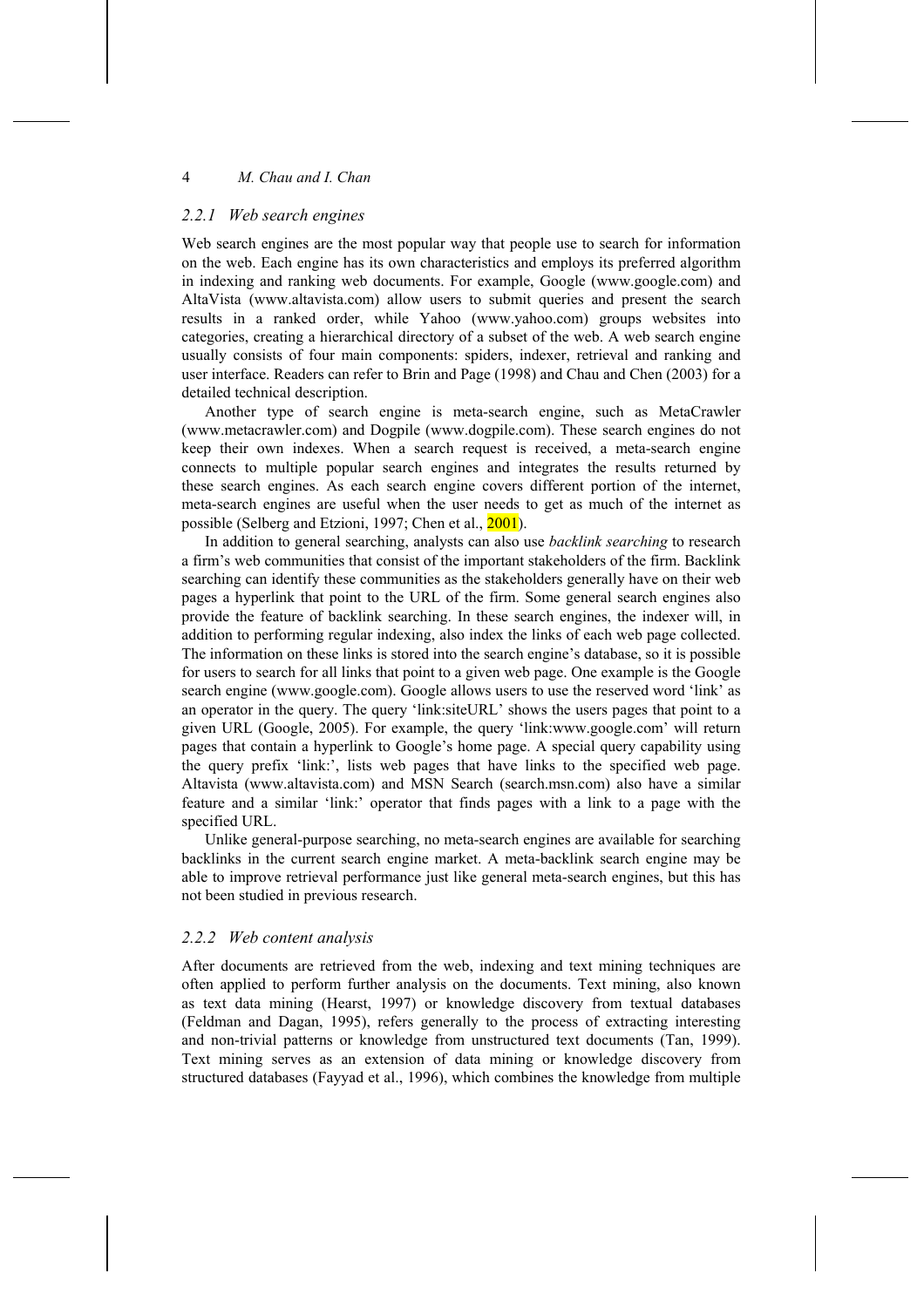### 2.2.1 Web search engines

Web search engines are the most popular way that people use to search for information on the web. Each engine has its own characteristics and employs its preferred algorithm in indexing and ranking web documents. For example, Google (www.google.com) and AltaVista (www.altavista.com) allow users to submit queries and present the search results in a ranked order, while Yahoo (www.yahoo.com) groups websites into categories, creating a hierarchical directory of a subset of the web. A web search engine usually consists of four main components: spiders, indexer, retrieval and ranking and user interface. Readers can refer to Brin and Page (1998) and Chau and Chen (2003) for a detailed technical description.

Another type of search engine is meta-search engine, such as MetaCrawler (www.metacrawler.com) and Dogpile (www.dogpile.com). These search engines do not keep their own indexes. When a search request is received, a meta-search engine connects to multiple popular search engines and integrates the results returned by these search engines. As each search engine covers different portion of the internet, meta-search engines are useful when the user needs to get as much of the internet as possible (Selberg and Etzioni, 1997; Chen et al., 2001).

In addition to general searching, analysts can also use *backlink searching* to research a firm's web communities that consist of the important stakeholders of the firm. Backlink searching can identify these communities as the stakeholders generally have on their web pages a hyperlink that point to the URL of the firm. Some general search engines also provide the feature of backlink searching. In these search engines, the indexer will, in addition to performing regular indexing, also index the links of each web page collected. The information on these links is stored into the search engine's database, so it is possible for users to search for all links that point to a given web page. One example is the Google search engine (www.google.com). Google allows users to use the reserved word 'link' as an operator in the query. The query 'link:siteURL' shows the users pages that point to a given URL (Google, 2005). For example, the query 'link:www.google.com' will return pages that contain a hyperlink to Google's home page. A special query capability using the query prefix 'link:', lists web pages that have links to the specified web page. Altavista (www.altavista.com) and MSN Search (search.msn.com) also have a similar feature and a similar 'link:' operator that finds pages with a link to a page with the specified URL.

Unlike general-purpose searching, no meta-search engines are available for searching backlinks in the current search engine market. A meta-backlink search engine may be able to improve retrieval performance just like general meta-search engines, but this has not been studied in previous research.

### 2.2.2 Web content analysis

After documents are retrieved from the web, indexing and text mining techniques are often applied to perform further analysis on the documents. Text mining, also known as text data mining (Hearst, 1997) or knowledge discovery from textual databases (Feldman and Dagan, 1995), refers generally to the process of extracting interesting and non-trivial patterns or knowledge from unstructured text documents (Tan, 1999). Text mining serves as an extension of data mining or knowledge discovery from structured databases (Fayyad et al., 1996), which combines the knowledge from multiple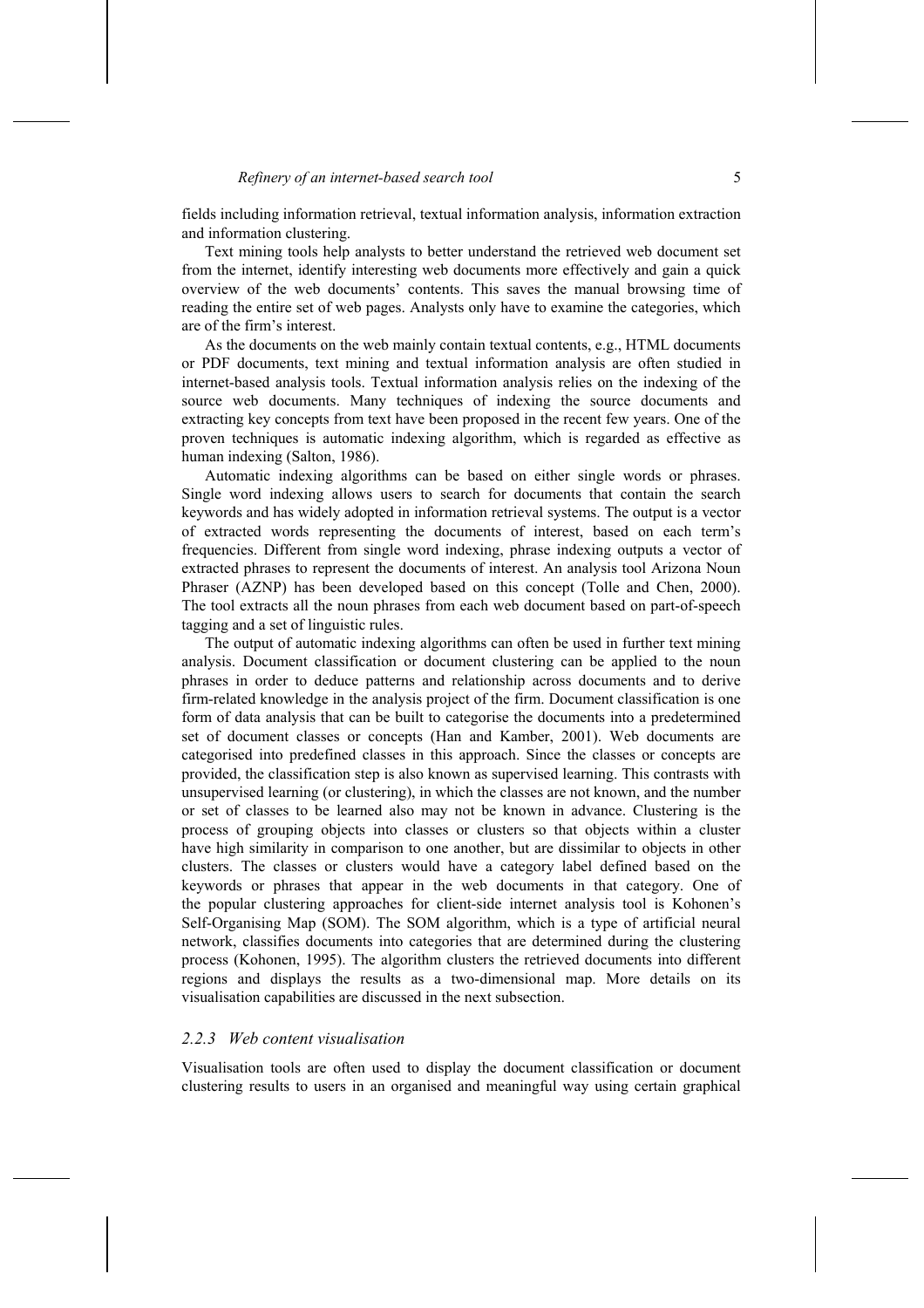fields including information retrieval, textual information analysis, information extraction and information clustering.

Text mining tools help analysts to better understand the retrieved web document set from the internet, identify interesting web documents more effectively and gain a quick overview of the web documents' contents. This saves the manual browsing time of reading the entire set of web pages. Analysts only have to examine the categories, which are of the firm's interest.

As the documents on the web mainly contain textual contents, e.g., HTML documents or PDF documents, text mining and textual information analysis are often studied in internet-based analysis tools. Textual information analysis relies on the indexing of the source web documents. Many techniques of indexing the source documents and extracting key concepts from text have been proposed in the recent few years. One of the proven techniques is automatic indexing algorithm, which is regarded as effective as human indexing (Salton, 1986).

Automatic indexing algorithms can be based on either single words or phrases. Single word indexing allows users to search for documents that contain the search keywords and has widely adopted in information retrieval systems. The output is a vector of extracted words representing the documents of interest, based on each term's frequencies. Different from single word indexing, phrase indexing outputs a vector of extracted phrases to represent the documents of interest. An analysis tool Arizona Noun Phraser (AZNP) has been developed based on this concept (Tolle and Chen, 2000). The tool extracts all the noun phrases from each web document based on part-of-speech tagging and a set of linguistic rules.

The output of automatic indexing algorithms can often be used in further text mining analysis. Document classification or document clustering can be applied to the noun phrases in order to deduce patterns and relationship across documents and to derive firm-related knowledge in the analysis project of the firm. Document classification is one form of data analysis that can be built to categorise the documents into a predetermined set of document classes or concepts (Han and Kamber, 2001). Web documents are categorised into predefined classes in this approach. Since the classes or concepts are provided, the classification step is also known as supervised learning. This contrasts with unsupervised learning (or clustering), in which the classes are not known, and the number or set of classes to be learned also may not be known in advance. Clustering is the process of grouping objects into classes or clusters so that objects within a cluster have high similarity in comparison to one another, but are dissimilar to objects in other clusters. The classes or clusters would have a category label defined based on the keywords or phrases that appear in the web documents in that category. One of the popular clustering approaches for client-side internet analysis tool is Kohonen's Self-Organising Map (SOM). The SOM algorithm, which is a type of artificial neural network, classifies documents into categories that are determined during the clustering process (Kohonen, 1995). The algorithm clusters the retrieved documents into different regions and displays the results as a two-dimensional map. More details on its visualisation capabilities are discussed in the next subsection.

### *2.2.3 Web content visualisation*

Visualisation tools are often used to display the document classification or document clustering results to users in an organised and meaningful way using certain graphical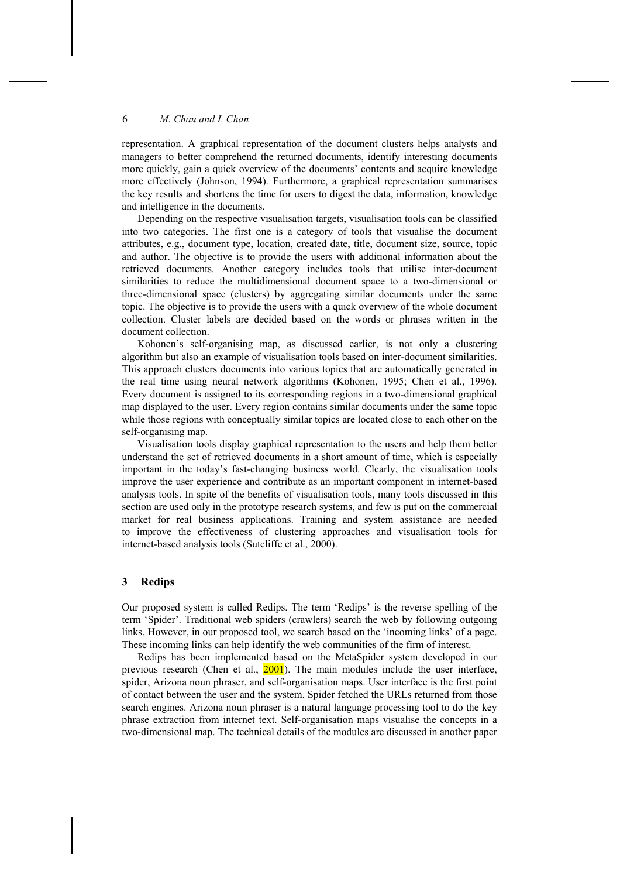representation. A graphical representation of the document clusters helps analysts and managers to better comprehend the returned documents, identify interesting documents more quickly, gain a quick overview of the documents' contents and acquire knowledge more effectively (Johnson, 1994). Furthermore, a graphical representation summarises the key results and shortens the time for users to digest the data, information, knowledge and intelligence in the documents.

Depending on the respective visualisation targets, visualisation tools can be classified into two categories. The first one is a category of tools that visualise the document attributes, e.g., document type, location, created date, title, document size, source, topic and author. The objective is to provide the users with additional information about the retrieved documents. Another category includes tools that utilise inter-document similarities to reduce the multidimensional document space to a two-dimensional or three-dimensional space (clusters) by aggregating similar documents under the same topic. The objective is to provide the users with a quick overview of the whole document collection. Cluster labels are decided based on the words or phrases written in the document collection.

Kohonen's self-organising map, as discussed earlier, is not only a clustering algorithm but also an example of visualisation tools based on inter-document similarities. This approach clusters documents into various topics that are automatically generated in the real time using neural network algorithms (Kohonen, 1995; Chen et al., 1996). Every document is assigned to its corresponding regions in a two-dimensional graphical map displayed to the user. Every region contains similar documents under the same topic while those regions with conceptually similar topics are located close to each other on the self-organising map.

Visualisation tools display graphical representation to the users and help them better understand the set of retrieved documents in a short amount of time, which is especially important in the today's fast-changing business world. Clearly, the visualisation tools improve the user experience and contribute as an important component in internet-based analysis tools. In spite of the benefits of visualisation tools, many tools discussed in this section are used only in the prototype research systems, and few is put on the commercial market for real business applications. Training and system assistance are needed to improve the effectiveness of clustering approaches and visualisation tools for internet-based analysis tools (Sutcliffe et al., 2000).

## 3 Redips

Our proposed system is called Redips. The term 'Redips' is the reverse spelling of the term 'Spider'. Traditional web spiders (crawlers) search the web by following outgoing links. However, in our proposed tool, we search based on the 'incoming links' of a page. These incoming links can help identify the web communities of the firm of interest.

Redips has been implemented based on the MetaSpider system developed in our previous research (Chen et al., 2001). The main modules include the user interface, spider, Arizona noun phraser, and self-organisation maps. User interface is the first point of contact between the user and the system. Spider fetched the URLs returned from those search engines. Arizona noun phraser is a natural language processing tool to do the key phrase extraction from internet text. Self-organisation maps visualise the concepts in a two-dimensional map. The technical details of the modules are discussed in another paper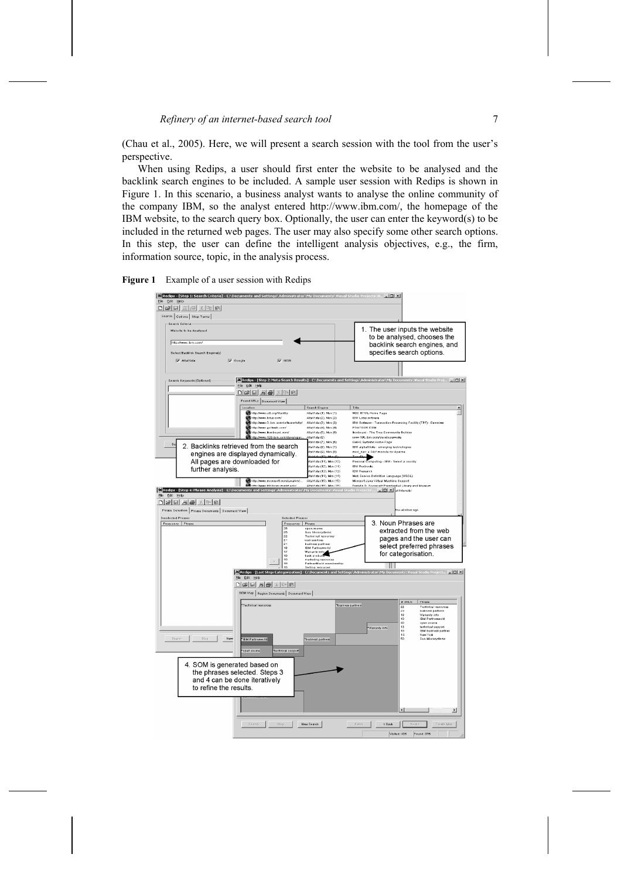(Chau et al., 2005). Here, we will present a search session with the tool from the user's perspective.

When using Redips, a user should first enter the website to be analysed and the backlink search engines to be included. A sample user session with Redips is shown in Figure 1. In this scenario, a business analyst wants to analyse the online community of the company IBM, so the analyst entered http://www.ibm.com/, the homepage of the IBM website, to the search query box. Optionally, the user can enter the keyword(s) to be included in the returned web pages. The user may also specify some other search options. In this step, the user can define the intelligent analysis objectives, e.g., the firm, information source, topic, in the analysis process.

**Figure 1** Example of a user session with Redips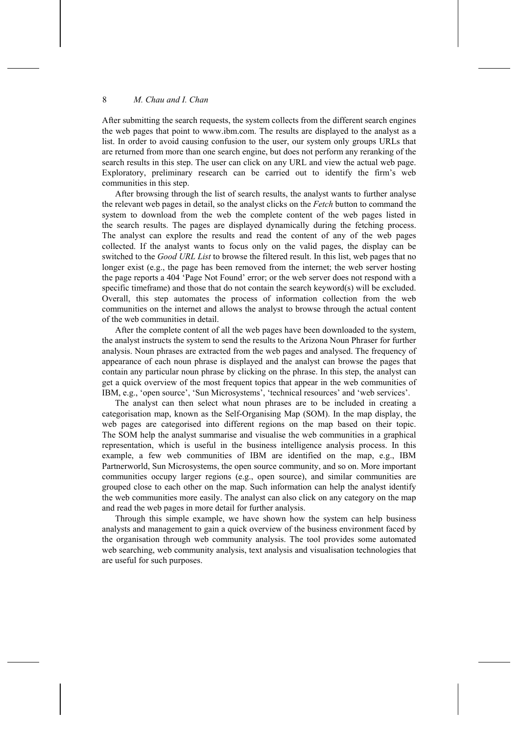After submitting the search requests, the system collects from the different search engines the web pages that point to www.ibm.com. The results are displayed to the analyst as a list. In order to avoid causing confusion to the user, our system only groups URLs that are returned from more than one search engine, but does not perform any reranking of the search results in this step. The user can click on any URL and view the actual web page. Exploratory, preliminary research can be carried out to identify the firm's web communities in this step.

After browsing through the list of search results, the analyst wants to further analyse the relevant web pages in detail, so the analyst clicks on the *Fetch* button to command the system to download from the web the complete content of the web pages listed in the search results. The pages are displayed dynamically during the fetching process. The analyst can explore the results and read the content of any of the web pages collected. If the analyst wants to focus only on the valid pages, the display can be switched to the *Good URL List* to browse the filtered result. In this list, web pages that no longer exist (e.g., the page has been removed from the internet; the web server hosting the page reports a 404 'Page Not Found' error; or the web server does not respond with a specific timeframe) and those that do not contain the search keyword(s) will be excluded. Overall, this step automates the process of information collection from the web communities on the internet and allows the analyst to browse through the actual content of the web communities in detail.

After the complete content of all the web pages have been downloaded to the system, the analyst instructs the system to send the results to the Arizona Noun Phraser for further analysis. Noun phrases are extracted from the web pages and analysed. The frequency of appearance of each noun phrase is displayed and the analyst can browse the pages that contain any particular noun phrase by clicking on the phrase. In this step, the analyst can get a quick overview of the most frequent topics that appear in the web communities of IBM, e.g., 'open source', 'Sun Microsystems', 'technical resources' and 'web services'.

The analyst can then select what noun phrases are to be included in creating a categorisation map, known as the Self-Organising Map (SOM). In the map display, the web pages are categorised into different regions on the map based on their topic. The SOM help the analyst summarise and visualise the web communities in a graphical representation, which is useful in the business intelligence analysis process. In this example, a few web communities of IBM are identified on the map, e.g., IBM Partnerworld, Sun Microsystems, the open source community, and so on. More important communities occupy larger regions (e.g., open source), and similar communities are grouped close to each other on the map. Such information can help the analyst identify the web communities more easily. The analyst can also click on any category on the map and read the web pages in more detail for further analysis.

Through this simple example, we have shown how the system can help business analysts and management to gain a quick overview of the business environment faced by the organisation through web community analysis. The tool provides some automated web searching, web community analysis, text analysis and visualisation technologies that are useful for such purposes.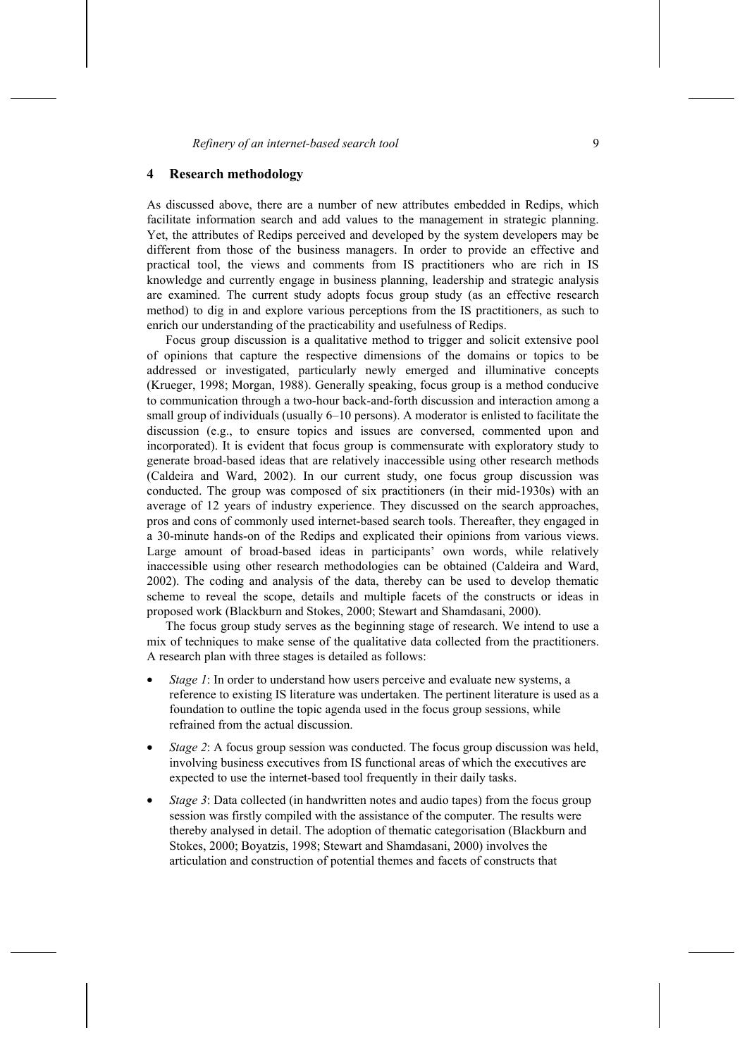## 4 Research methodology

As discussed above, there are a number of new attributes embedded in Redips, which facilitate information search and add values to the management in strategic planning. Yet, the attributes of Redips perceived and developed by the system developers may be different from those of the business managers. In order to provide an effective and practical tool, the views and comments from IS practitioners who are rich in IS knowledge and currently engage in business planning, leadership and strategic analysis are examined. The current study adopts focus group study (as an effective research method) to dig in and explore various perceptions from the IS practitioners, as such to enrich our understanding of the practicability and usefulness of Redips.

Focus group discussion is a qualitative method to trigger and solicit extensive pool of opinions that capture the respective dimensions of the domains or topics to be addressed or investigated, particularly newly emerged and illuminative concepts (Krueger, 1998; Morgan, 1988). Generally speaking, focus group is a method conducive to communication through a two-hour back-and-forth discussion and interaction among a small group of individuals (usually 6–10 persons). A moderator is enlisted to facilitate the discussion (e.g., to ensure topics and issues are conversed, commented upon and incorporated). It is evident that focus group is commensurate with exploratory study to generate broad-based ideas that are relatively inaccessible using other research methods (Caldeira and Ward, 2002). In our current study, one focus group discussion was conducted. The group was composed of six practitioners (in their mid-1930s) with an average of 12 years of industry experience. They discussed on the search approaches, pros and cons of commonly used internet-based search tools. Thereafter, they engaged in a 30-minute hands-on of the Redips and explicated their opinions from various views. Large amount of broad-based ideas in participants' own words, while relatively inaccessible using other research methodologies can be obtained (Caldeira and Ward, 2002). The coding and analysis of the data, thereby can be used to develop thematic scheme to reveal the scope, details and multiple facets of the constructs or ideas in proposed work (Blackburn and Stokes, 2000; Stewart and Shamdasani, 2000).

The focus group study serves as the beginning stage of research. We intend to use a mix of techniques to make sense of the qualitative data collected from the practitioners. A research plan with three stages is detailed as follows:

- *Stage 1*: In order to understand how users perceive and evaluate new systems, a reference to existing IS literature was undertaken. The pertinent literature is used as a foundation to outline the topic agenda used in the focus group sessions, while refrained from the actual discussion.
- *Stage 2*: A focus group session was conducted. The focus group discussion was held, involving business executives from IS functional areas of which the executives are expected to use the internet-based tool frequently in their daily tasks.
- *Stage 3*: Data collected (in handwritten notes and audio tapes) from the focus group session was firstly compiled with the assistance of the computer. The results were thereby analysed in detail. The adoption of thematic categorisation (Blackburn and Stokes, 2000; Boyatzis, 1998; Stewart and Shamdasani, 2000) involves the articulation and construction of potential themes and facets of constructs that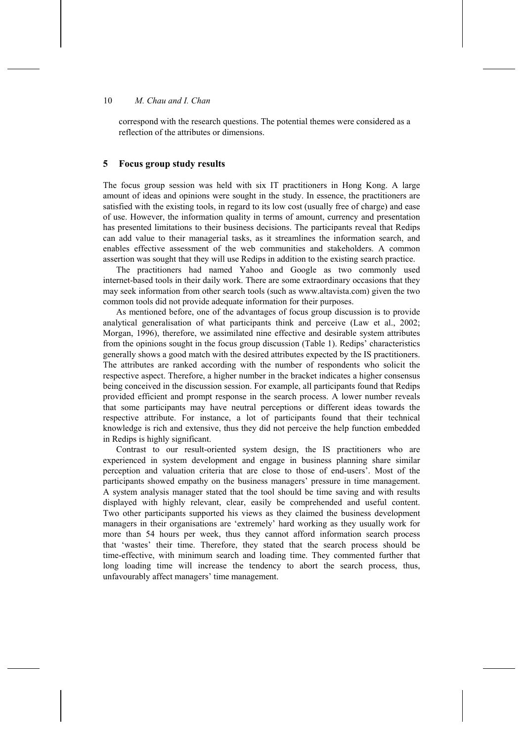correspond with the research questions. The potential themes were considered as a reflection of the attributes or dimensions.

## 5 Focus group study results

The focus group session was held with six IT practitioners in Hong Kong. A large amount of ideas and opinions were sought in the study. In essence, the practitioners are satisfied with the existing tools, in regard to its low cost (usually free of charge) and ease of use. However, the information quality in terms of amount, currency and presentation has presented limitations to their business decisions. The participants reveal that Redips can add value to their managerial tasks, as it streamlines the information search, and enables effective assessment of the web communities and stakeholders. A common assertion was sought that they will use Redips in addition to the existing search practice.

The practitioners had named Yahoo and Google as two commonly used internet-based tools in their daily work. There are some extraordinary occasions that they may seek information from other search tools (such as www.altavista.com) given the two common tools did not provide adequate information for their purposes.

As mentioned before, one of the advantages of focus group discussion is to provide analytical generalisation of what participants think and perceive (Law et al., 2002; Morgan, 1996), therefore, we assimilated nine effective and desirable system attributes from the opinions sought in the focus group discussion (Table 1). Redips' characteristics generally shows a good match with the desired attributes expected by the IS practitioners. The attributes are ranked according with the number of respondents who solicit the respective aspect. Therefore, a higher number in the bracket indicates a higher consensus being conceived in the discussion session. For example, all participants found that Redips provided efficient and prompt response in the search process. A lower number reveals that some participants may have neutral perceptions or different ideas towards the respective attribute. For instance, a lot of participants found that their technical knowledge is rich and extensive, thus they did not perceive the help function embedded in Redips is highly significant.

Contrast to our result-oriented system design, the IS practitioners who are experienced in system development and engage in business planning share similar perception and valuation criteria that are close to those of end-users'. Most of the participants showed empathy on the business managers' pressure in time management. A system analysis manager stated that the tool should be time saving and with results displayed with highly relevant, clear, easily be comprehended and useful content. Two other participants supported his views as they claimed the business development managers in their organisations are 'extremely' hard working as they usually work for more than 54 hours per week, thus they cannot afford information search process that 'wastes' their time. Therefore, they stated that the search process should be time-effective, with minimum search and loading time. They commented further that long loading time will increase the tendency to abort the search process, thus, unfavourably affect managers' time management.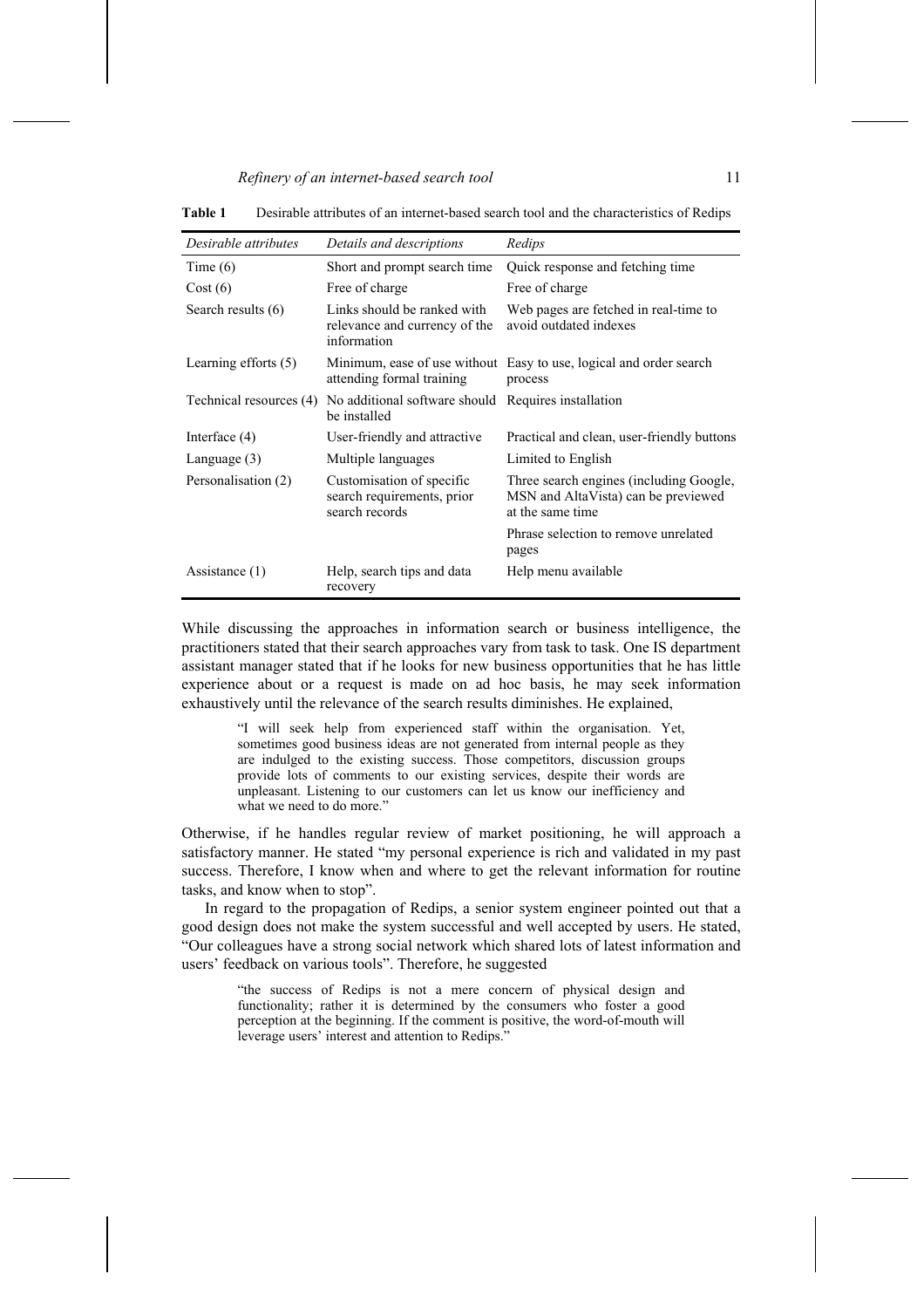**Table 1** Desirable attributes of an internet-based search tool and the characteristics of Redips

| *Desirable attributes* | *Details and descriptions* | *Redips* |
|---|---|---|
| Time (6) | Short and prompt search time | Quick response and fetching time |
| Cost (6) | Free of charge | Free of charge |
| Search results (6) | Links should be ranked with relevance and currency of the information | Web pages are fetched in real-time to avoid outdated indexes |
| Learning efforts (5) | Minimum, ease of use without attending formal training | Easy to use, logical and order search process |
| Technical resources (4) | No additional software should be installed | Requires installation |
| Interface (4) | User-friendly and attractive | Practical and clean, user-friendly buttons |
| Language (3) | Multiple languages | Limited to English |
| Personalisation (2) | Customisation of specific search requirements, prior search records | Three search engines (including Google, MSN and AltaVista) can be previewed at the same time |
| | | Phrase selection to remove unrelated pages |
| Assistance (1) | Help, search tips and data recovery | Help menu available |

While discussing the approaches in information search or business intelligence, the practitioners stated that their search approaches vary from task to task. One IS department assistant manager stated that if he looks for new business opportunities that he has little experience about or a request is made on ad hoc basis, he may seek information exhaustively until the relevance of the search results diminishes. He explained,

> "I will seek help from experienced staff within the organisation. Yet, sometimes good business ideas are not generated from internal people as they are indulged to the existing success. Those competitors, discussion groups provide lots of comments to our existing services, despite their words are unpleasant. Listening to our customers can let us know our inefficiency and what we need to do more."

Otherwise, if he handles regular review of market positioning, he will approach a satisfactory manner. He stated "my personal experience is rich and validated in my past success. Therefore, I know when and where to get the relevant information for routine tasks, and know when to stop".

In regard to the propagation of Redips, a senior system engineer pointed out that a good design does not make the system successful and well accepted by users. He stated, "Our colleagues have a strong social network which shared lots of latest information and users' feedback on various tools". Therefore, he suggested

> "the success of Redips is not a mere concern of physical design and functionality; rather it is determined by the consumers who foster a good perception at the beginning. If the comment is positive, the word-of-mouth will leverage users' interest and attention to Redips."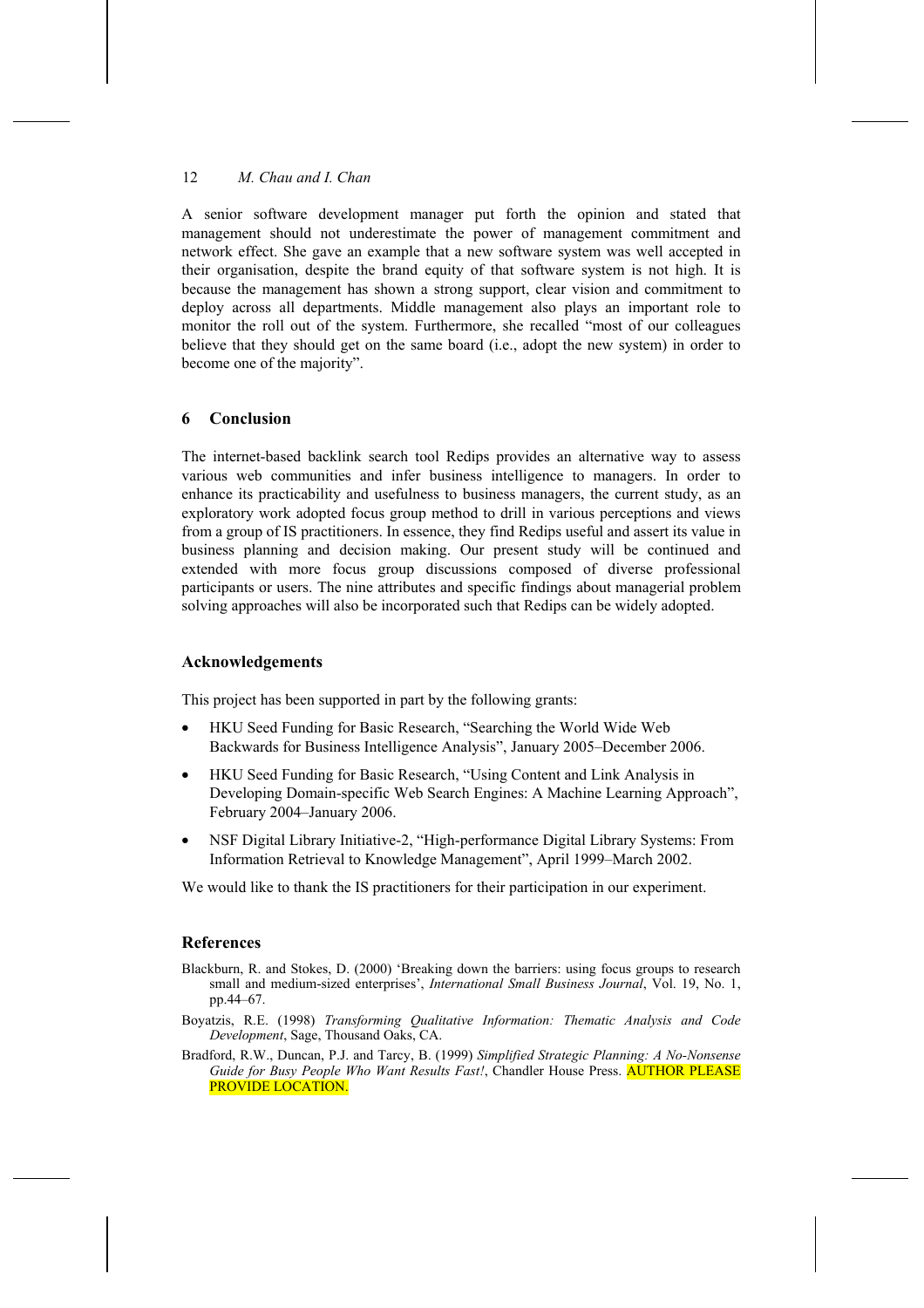A senior software development manager put forth the opinion and stated that management should not underestimate the power of management commitment and network effect. She gave an example that a new software system was well accepted in their organisation, despite the brand equity of that software system is not high. It is because the management has shown a strong support, clear vision and commitment to deploy across all departments. Middle management also plays an important role to monitor the roll out of the system. Furthermore, she recalled "most of our colleagues believe that they should get on the same board (i.e., adopt the new system) in order to become one of the majority".

## 6 Conclusion

The internet-based backlink search tool Redips provides an alternative way to assess various web communities and infer business intelligence to managers. In order to enhance its practicability and usefulness to business managers, the current study, as an exploratory work adopted focus group method to drill in various perceptions and views from a group of IS practitioners. In essence, they find Redips useful and assert its value in business planning and decision making. Our present study will be continued and extended with more focus group discussions composed of diverse professional participants or users. The nine attributes and specific findings about managerial problem solving approaches will also be incorporated such that Redips can be widely adopted.

## Acknowledgements

This project has been supported in part by the following grants:

- HKU Seed Funding for Basic Research, "Searching the World Wide Web Backwards for Business Intelligence Analysis", January 2005–December 2006.
- HKU Seed Funding for Basic Research, "Using Content and Link Analysis in Developing Domain-specific Web Search Engines: A Machine Learning Approach", February 2004–January 2006.
- NSF Digital Library Initiative-2, "High-performance Digital Library Systems: From Information Retrieval to Knowledge Management", April 1999–March 2002.

We would like to thank the IS practitioners for their participation in our experiment.

## References

Blackburn, R. and Stokes, D. (2000) 'Breaking down the barriers: using focus groups to research small and medium-sized enterprises', *International Small Business Journal*, Vol. 19, No. 1, pp.44–67.

Boyatzis, R.E. (1998) *Transforming Qualitative Information: Thematic Analysis and Code Development*, Sage, Thousand Oaks, CA.

Bradford, R.W., Duncan, P.J. and Tarcy, B. (1999) *Simplified Strategic Planning: A No-Nonsense Guide for Busy People Who Want Results Fast!*, Chandler House Press. AUTHOR PLEASE PROVIDE LOCATION.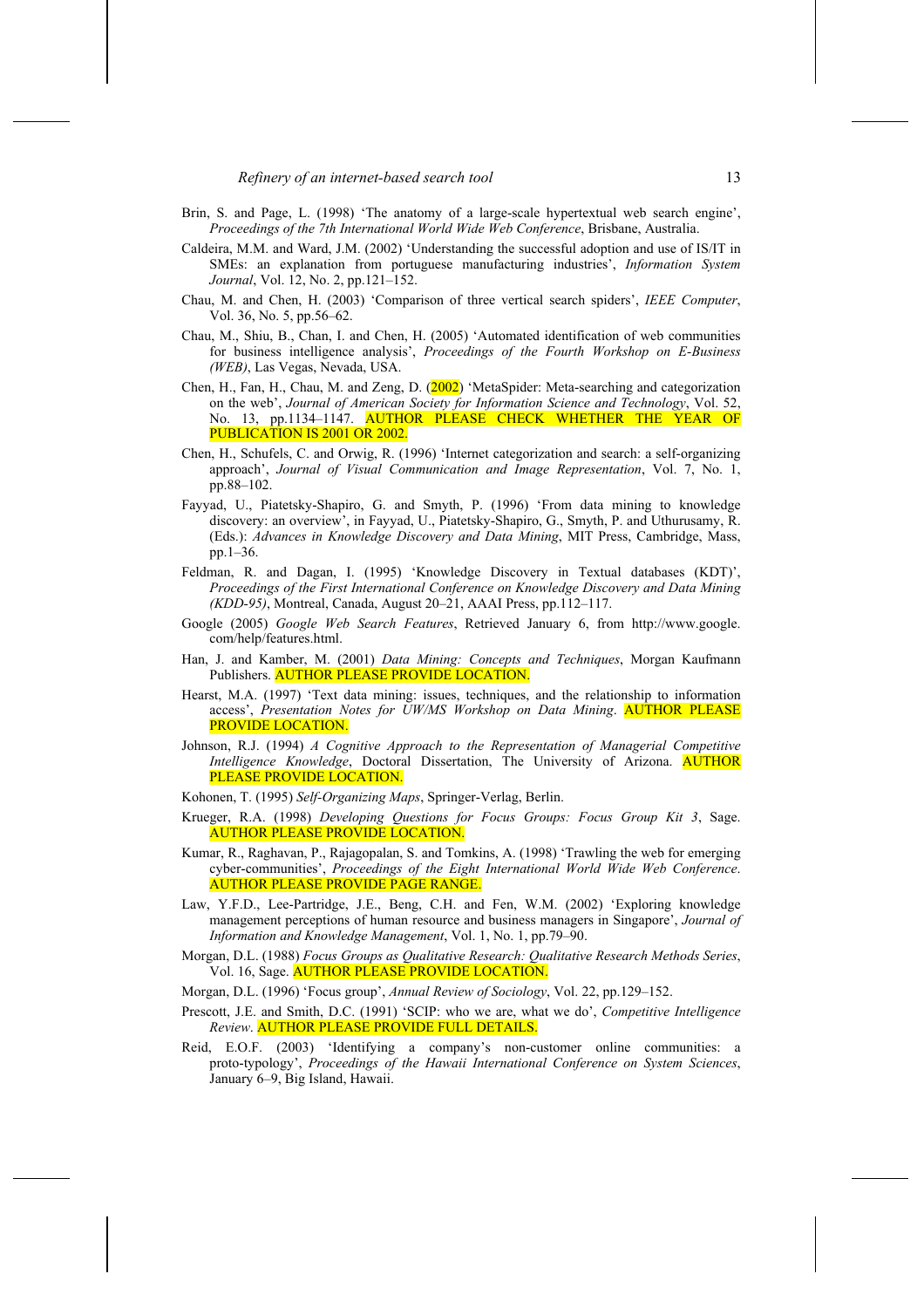Brin, S. and Page, L. (1998) 'The anatomy of a large-scale hypertextual web search engine', *Proceedings of the 7th International World Wide Web Conference*, Brisbane, Australia.

Caldeira, M.M. and Ward, J.M. (2002) 'Understanding the successful adoption and use of IS/IT in SMEs: an explanation from portuguese manufacturing industries', *Information System Journal*, Vol. 12, No. 2, pp.121–152.

Chau, M. and Chen, H. (2003) 'Comparison of three vertical search spiders', *IEEE Computer*, Vol. 36, No. 5, pp.56–62.

Chau, M., Shiu, B., Chan, I. and Chen, H. (2005) 'Automated identification of web communities for business intelligence analysis', *Proceedings of the Fourth Workshop on E-Business (WEB)*, Las Vegas, Nevada, USA.

Chen, H., Fan, H., Chau, M. and Zeng, D. (2002) 'MetaSpider: Meta-searching and categorization on the web', *Journal of American Society for Information Science and Technology*, Vol. 52, No. 13, pp.1134–1147. AUTHOR PLEASE CHECK WHETHER THE YEAR OF PUBLICATION IS 2001 OR 2002.

Chen, H., Schufels, C. and Orwig, R. (1996) 'Internet categorization and search: a self-organizing approach', *Journal of Visual Communication and Image Representation*, Vol. 7, No. 1, pp.88–102.

Fayyad, U., Piatetsky-Shapiro, G. and Smyth, P. (1996) 'From data mining to knowledge discovery: an overview', in Fayyad, U., Piatetsky-Shapiro, G., Smyth, P. and Uthurusamy, R. (Eds.): *Advances in Knowledge Discovery and Data Mining*, MIT Press, Cambridge, Mass, pp.1–36.

Feldman, R. and Dagan, I. (1995) 'Knowledge Discovery in Textual databases (KDT)', *Proceedings of the First International Conference on Knowledge Discovery and Data Mining (KDD-95)*, Montreal, Canada, August 20–21, AAAI Press, pp.112–117.

Google (2005) *Google Web Search Features*, Retrieved January 6, from http://www.google.com/help/features.html.

Han, J. and Kamber, M. (2001) *Data Mining: Concepts and Techniques*, Morgan Kaufmann Publishers. AUTHOR PLEASE PROVIDE LOCATION.

Hearst, M.A. (1997) 'Text data mining: issues, techniques, and the relationship to information access', *Presentation Notes for UW/MS Workshop on Data Mining*. AUTHOR PLEASE PROVIDE LOCATION.

Johnson, R.J. (1994) *A Cognitive Approach to the Representation of Managerial Competitive Intelligence Knowledge*, Doctoral Dissertation, The University of Arizona. AUTHOR PLEASE PROVIDE LOCATION.

Kohonen, T. (1995) *Self-Organizing Maps*, Springer-Verlag, Berlin.

Krueger, R.A. (1998) *Developing Questions for Focus Groups: Focus Group Kit 3*, Sage. AUTHOR PLEASE PROVIDE LOCATION.

Kumar, R., Raghavan, P., Rajagopalan, S. and Tomkins, A. (1998) 'Trawling the web for emerging cyber-communities', *Proceedings of the Eight International World Wide Web Conference*. AUTHOR PLEASE PROVIDE PAGE RANGE.

Law, Y.F.D., Lee-Partridge, J.E., Beng, C.H. and Fen, W.M. (2002) 'Exploring knowledge management perceptions of human resource and business managers in Singapore', *Journal of Information and Knowledge Management*, Vol. 1, No. 1, pp.79–90.

Morgan, D.L. (1988) *Focus Groups as Qualitative Research: Qualitative Research Methods Series*, Vol. 16, Sage. AUTHOR PLEASE PROVIDE LOCATION.

Morgan, D.L. (1996) 'Focus group', *Annual Review of Sociology*, Vol. 22, pp.129–152.

Prescott, J.E. and Smith, D.C. (1991) 'SCIP: who we are, what we do', *Competitive Intelligence Review*. AUTHOR PLEASE PROVIDE FULL DETAILS.

Reid, E.O.F. (2003) 'Identifying a company's non-customer online communities: a proto-typology', *Proceedings of the Hawaii International Conference on System Sciences*, January 6–9, Big Island, Hawaii.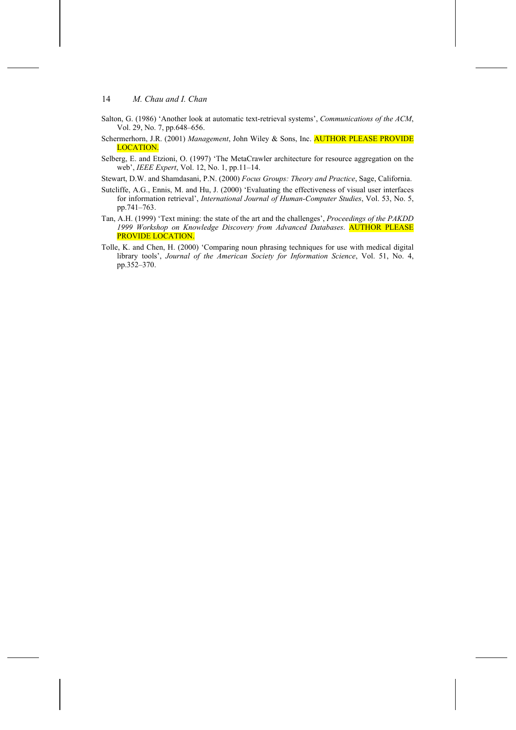Salton, G. (1986) 'Another look at automatic text-retrieval systems', *Communications of the ACM*, Vol. 29, No. 7, pp.648–656.

Schermerhorn, J.R. (2001) *Management*, John Wiley & Sons, Inc. AUTHOR PLEASE PROVIDE LOCATION.

Selberg, E. and Etzioni, O. (1997) 'The MetaCrawler architecture for resource aggregation on the web', *IEEE Expert*, Vol. 12, No. 1, pp.11–14.

Stewart, D.W. and Shamdasani, P.N. (2000) *Focus Groups: Theory and Practice*, Sage, California.

Sutcliffe, A.G., Ennis, M. and Hu, J. (2000) 'Evaluating the effectiveness of visual user interfaces for information retrieval', *International Journal of Human-Computer Studies*, Vol. 53, No. 5, pp.741–763.

Tan, A.H. (1999) 'Text mining: the state of the art and the challenges', *Proceedings of the PAKDD 1999 Workshop on Knowledge Discovery from Advanced Databases*. AUTHOR PLEASE PROVIDE LOCATION.

Tolle, K. and Chen, H. (2000) 'Comparing noun phrasing techniques for use with medical digital library tools', *Journal of the American Society for Information Science*, Vol. 51, No. 4, pp.352–370.